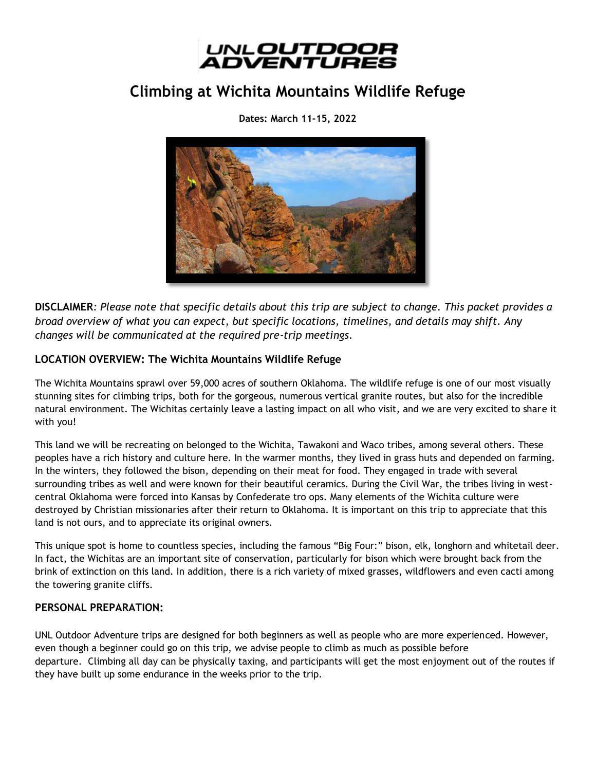UNL OUTDOOR ADVENTURES

# Climbing at Wichita Mountains Wildlife Refuge

**Dates: March 11-15, 2022**

**DISCLAIMER**: *Please note that specific details about this trip are subject to change. This packet provides a broad overview of what you can expect, but specific locations, timelines, and details may shift. Any changes will be communicated at the required pre-trip meetings.*

## LOCATION OVERVIEW: The Wichita Mountains Wildlife Refuge

The Wichita Mountains sprawl over 59,000 acres of southern Oklahoma. The wildlife refuge is one of our most visually stunning sites for climbing trips, both for the gorgeous, numerous vertical granite routes, but also for the incredible natural environment. The Wichitas certainly leave a lasting impact on all who visit, and we are very excited to share it with you!

This land we will be recreating on belonged to the Wichita, Tawakoni and Waco tribes, among several others. These peoples have a rich history and culture here. In the warmer months, they lived in grass huts and depended on farming. In the winters, they followed the bison, depending on their meat for food. They engaged in trade with several surrounding tribes as well and were known for their beautiful ceramics. During the Civil War, the tribes living in west-central Oklahoma were forced into Kansas by Confederate tro ops. Many elements of the Wichita culture were destroyed by Christian missionaries after their return to Oklahoma. It is important on this trip to appreciate that this land is not ours, and to appreciate its original owners.

This unique spot is home to countless species, including the famous "Big Four:" bison, elk, longhorn and whitetail deer. In fact, the Wichitas are an important site of conservation, particularly for bison which were brought back from the brink of extinction on this land. In addition, there is a rich variety of mixed grasses, wildflowers and even cacti among the towering granite cliffs.

## PERSONAL PREPARATION:

UNL Outdoor Adventure trips are designed for both beginners as well as people who are more experienced. However, even though a beginner could go on this trip, we advise people to climb as much as possible before departure. Climbing all day can be physically taxing, and participants will get the most enjoyment out of the routes if they have built up some endurance in the weeks prior to the trip.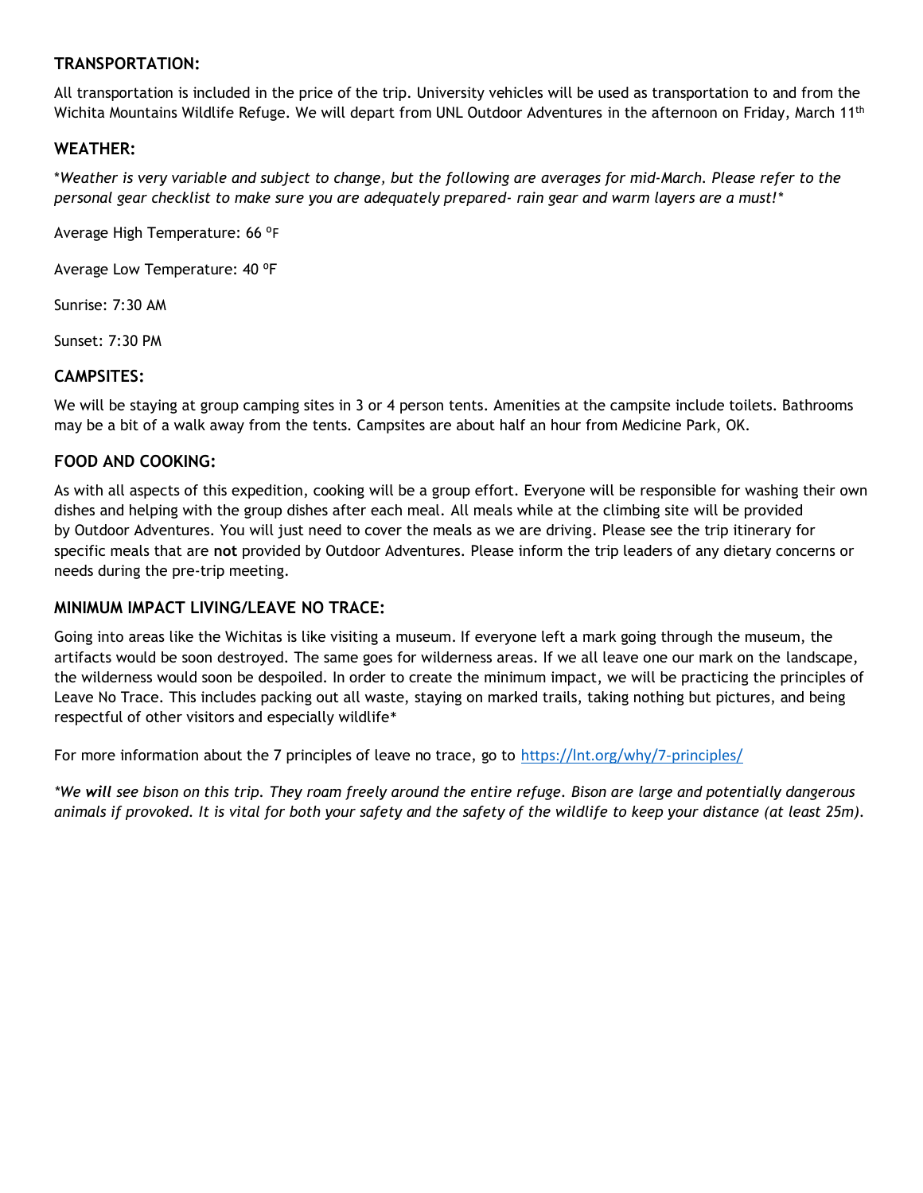## TRANSPORTATION:

All transportation is included in the price of the trip. University vehicles will be used as transportation to and from the Wichita Mountains Wildlife Refuge. We will depart from UNL Outdoor Adventures in the afternoon on Friday, March 11th

## WEATHER:

**Weather is very variable and subject to change, but the following are averages for mid-March. Please refer to the personal gear checklist to make sure you are adequately prepared- rain gear and warm layers are a must!**

Average High Temperature: 66 ºF

Average Low Temperature: 40 ºF

Sunrise: 7:30 AM

Sunset: 7:30 PM

## CAMPSITES:

We will be staying at group camping sites in 3 or 4 person tents. Amenities at the campsite include toilets. Bathrooms may be a bit of a walk away from the tents. Campsites are about half an hour from Medicine Park, OK.

## FOOD AND COOKING:

As with all aspects of this expedition, cooking will be a group effort. Everyone will be responsible for washing their own dishes and helping with the group dishes after each meal. All meals while at the climbing site will be provided by Outdoor Adventures. You will just need to cover the meals as we are driving. Please see the trip itinerary for specific meals that are **not** provided by Outdoor Adventures. Please inform the trip leaders of any dietary concerns or needs during the pre-trip meeting.

## MINIMUM IMPACT LIVING/LEAVE NO TRACE:

Going into areas like the Wichitas is like visiting a museum. If everyone left a mark going through the museum, the artifacts would be soon destroyed. The same goes for wilderness areas. If we all leave one our mark on the landscape, the wilderness would soon be despoiled. In order to create the minimum impact, we will be practicing the principles of Leave No Trace. This includes packing out all waste, staying on marked trails, taking nothing but pictures, and being respectful of other visitors and especially wildlife*

For more information about the 7 principles of leave no trace, go to [https://lnt.org/why/7-principles/](https://lnt.org/why/7-principles/)

**We *will* see bison on this trip. They roam freely around the entire refuge. Bison are large and potentially dangerous animals if provoked. It is vital for both your safety and the safety of the wildlife to keep your distance (at least 25m).*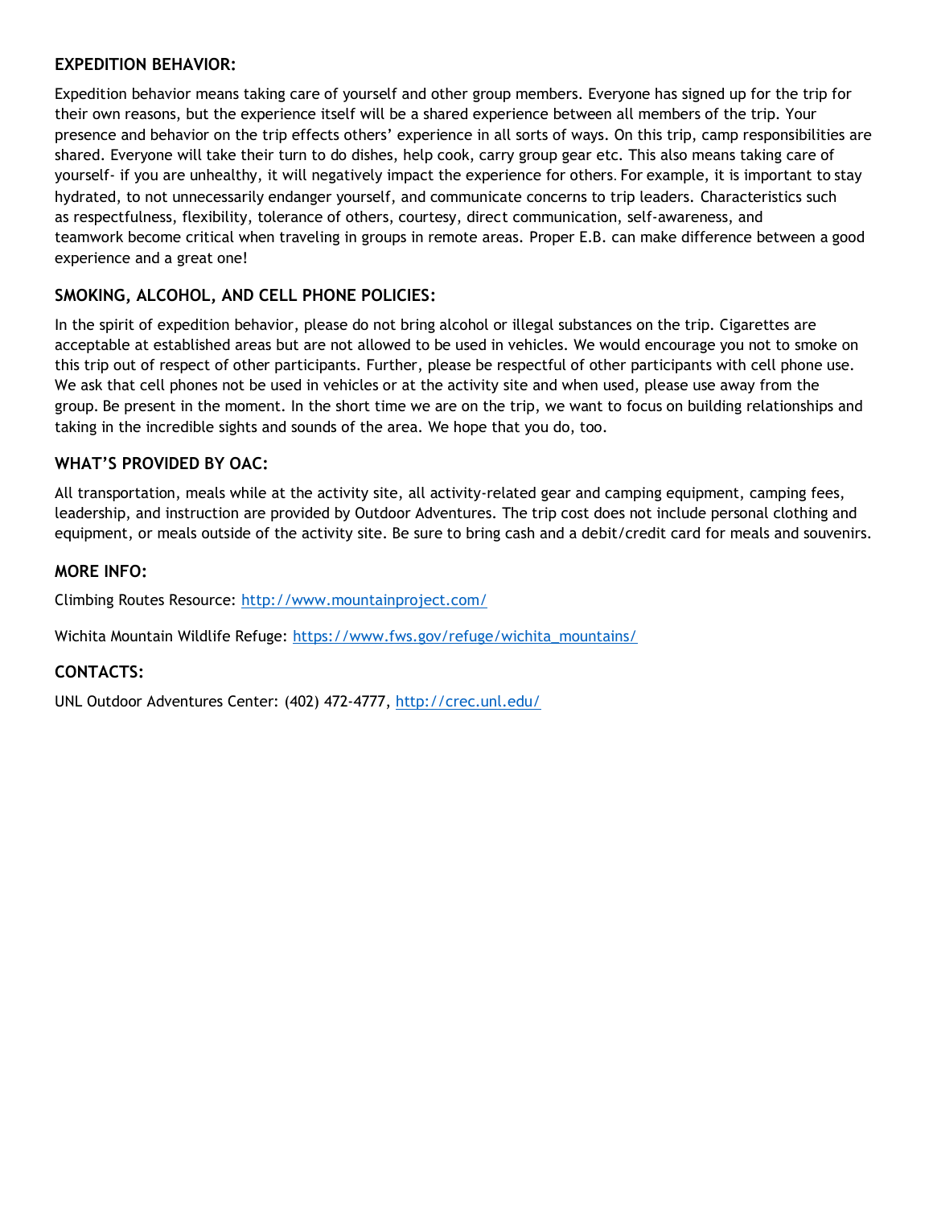### EXPEDITION BEHAVIOR:

Expedition behavior means taking care of yourself and other group members. Everyone has signed up for the trip for their own reasons, but the experience itself will be a shared experience between all members of the trip. Your presence and behavior on the trip effects others' experience in all sorts of ways. On this trip, camp responsibilities are shared. Everyone will take their turn to do dishes, help cook, carry group gear etc. This also means taking care of yourself- if you are unhealthy, it will negatively impact the experience for others. For example, it is important to stay hydrated, to not unnecessarily endanger yourself, and communicate concerns to trip leaders. Characteristics such as respectfulness, flexibility, tolerance of others, courtesy, direct communication, self-awareness, and teamwork become critical when traveling in groups in remote areas. Proper E.B. can make difference between a good experience and a great one!

### SMOKING, ALCOHOL, AND CELL PHONE POLICIES:

In the spirit of expedition behavior, please do not bring alcohol or illegal substances on the trip. Cigarettes are acceptable at established areas but are not allowed to be used in vehicles. We would encourage you not to smoke on this trip out of respect of other participants. Further, please be respectful of other participants with cell phone use. We ask that cell phones not be used in vehicles or at the activity site and when used, please use away from the group. Be present in the moment. In the short time we are on the trip, we want to focus on building relationships and taking in the incredible sights and sounds of the area. We hope that you do, too.

### WHAT'S PROVIDED BY OAC:

All transportation, meals while at the activity site, all activity-related gear and camping equipment, camping fees, leadership, and instruction are provided by Outdoor Adventures. The trip cost does not include personal clothing and equipment, or meals outside of the activity site. Be sure to bring cash and a debit/credit card for meals and souvenirs.

### MORE INFO:

Climbing Routes Resource: http://www.mountainproject.com/

Wichita Mountain Wildlife Refuge: https://www.fws.gov/refuge/wichita_mountains/

### CONTACTS:

UNL Outdoor Adventures Center: (402) 472-4777, http://crec.unl.edu/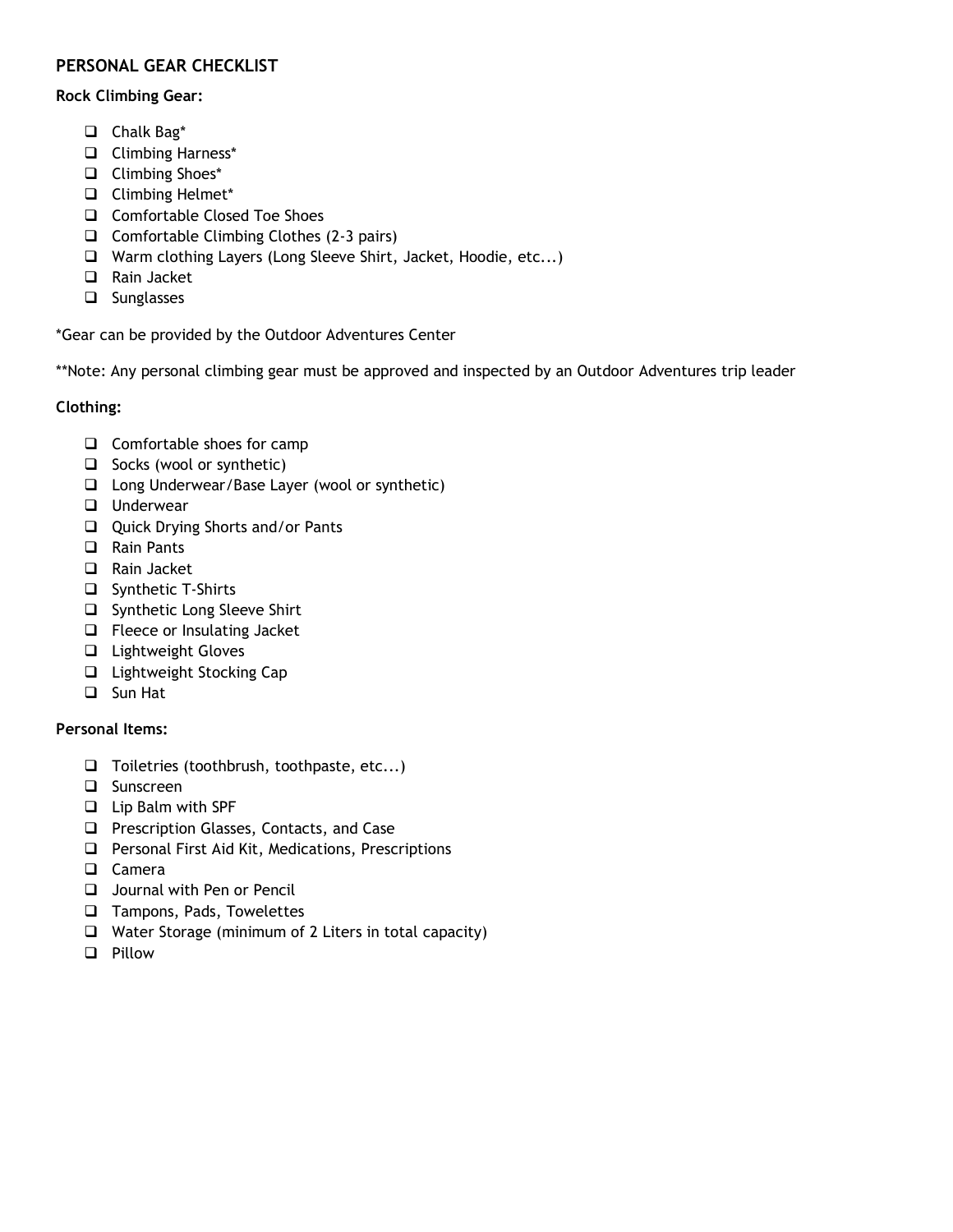## PERSONAL GEAR CHECKLIST

**Rock Climbing Gear:**

- [ ] Chalk Bag*
- [ ] Climbing Harness*
- [ ] Climbing Shoes*
- [ ] Climbing Helmet*
- [ ] Comfortable Closed Toe Shoes
- [ ] Comfortable Climbing Clothes (2-3 pairs)
- [ ] Warm clothing Layers (Long Sleeve Shirt, Jacket, Hoodie, etc...)
- [ ] Rain Jacket
- [ ] Sunglasses

*Gear can be provided by the Outdoor Adventures Center

**Note: Any personal climbing gear must be approved and inspected by an Outdoor Adventures trip leader

**Clothing:**

- [ ] Comfortable shoes for camp
- [ ] Socks (wool or synthetic)
- [ ] Long Underwear/Base Layer (wool or synthetic)
- [ ] Underwear
- [ ] Quick Drying Shorts and/or Pants
- [ ] Rain Pants
- [ ] Rain Jacket
- [ ] Synthetic T-Shirts
- [ ] Synthetic Long Sleeve Shirt
- [ ] Fleece or Insulating Jacket
- [ ] Lightweight Gloves
- [ ] Lightweight Stocking Cap
- [ ] Sun Hat

**Personal Items:**

- [ ] Toiletries (toothbrush, toothpaste, etc...)
- [ ] Sunscreen
- [ ] Lip Balm with SPF
- [ ] Prescription Glasses, Contacts, and Case
- [ ] Personal First Aid Kit, Medications, Prescriptions
- [ ] Camera
- [ ] Journal with Pen or Pencil
- [ ] Tampons, Pads, Towelettes
- [ ] Water Storage (minimum of 2 Liters in total capacity)
- [ ] Pillow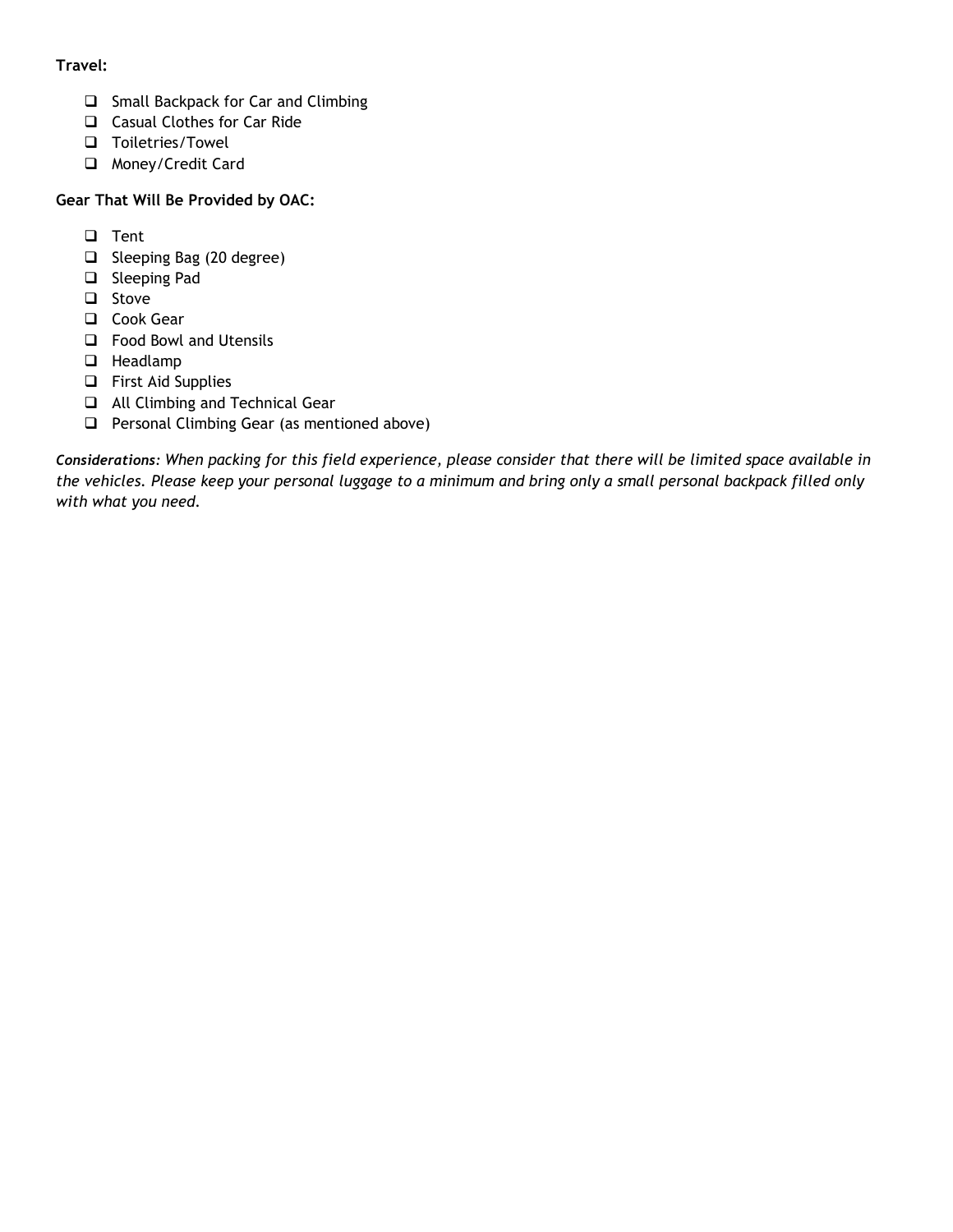**Travel:**

- [ ] Small Backpack for Car and Climbing
- [ ] Casual Clothes for Car Ride
- [ ] Toiletries/Towel
- [ ] Money/Credit Card

**Gear That Will Be Provided by OAC:**

- [ ] Tent
- [ ] Sleeping Bag (20 degree)
- [ ] Sleeping Pad
- [ ] Stove
- [ ] Cook Gear
- [ ] Food Bowl and Utensils
- [ ] Headlamp
- [ ] First Aid Supplies
- [ ] All Climbing and Technical Gear
- [ ] Personal Climbing Gear (as mentioned above)

***Considerations:*** *When packing for this field experience, please consider that there will be limited space available in the vehicles. Please keep your personal luggage to a minimum and bring only a small personal backpack filled only with what you need.*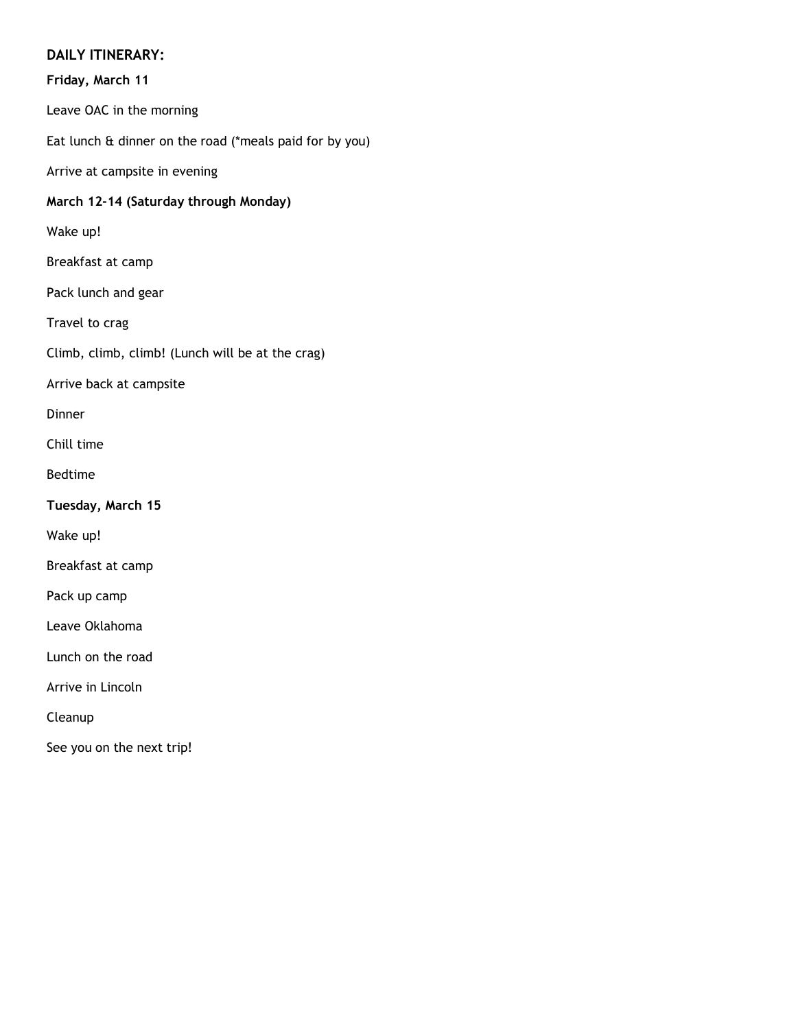**DAILY ITINERARY:**

**Friday, March 11**

Leave OAC in the morning

Eat lunch & dinner on the road (*meals paid for by you)

Arrive at campsite in evening

**March 12-14 (Saturday through Monday)**

Wake up!

Breakfast at camp

Pack lunch and gear

Travel to crag

Climb, climb, climb! (Lunch will be at the crag)

Arrive back at campsite

Dinner

Chill time

Bedtime

**Tuesday, March 15**

Wake up!

Breakfast at camp

Pack up camp

Leave Oklahoma

Lunch on the road

Arrive in Lincoln

Cleanup

See you on the next trip!